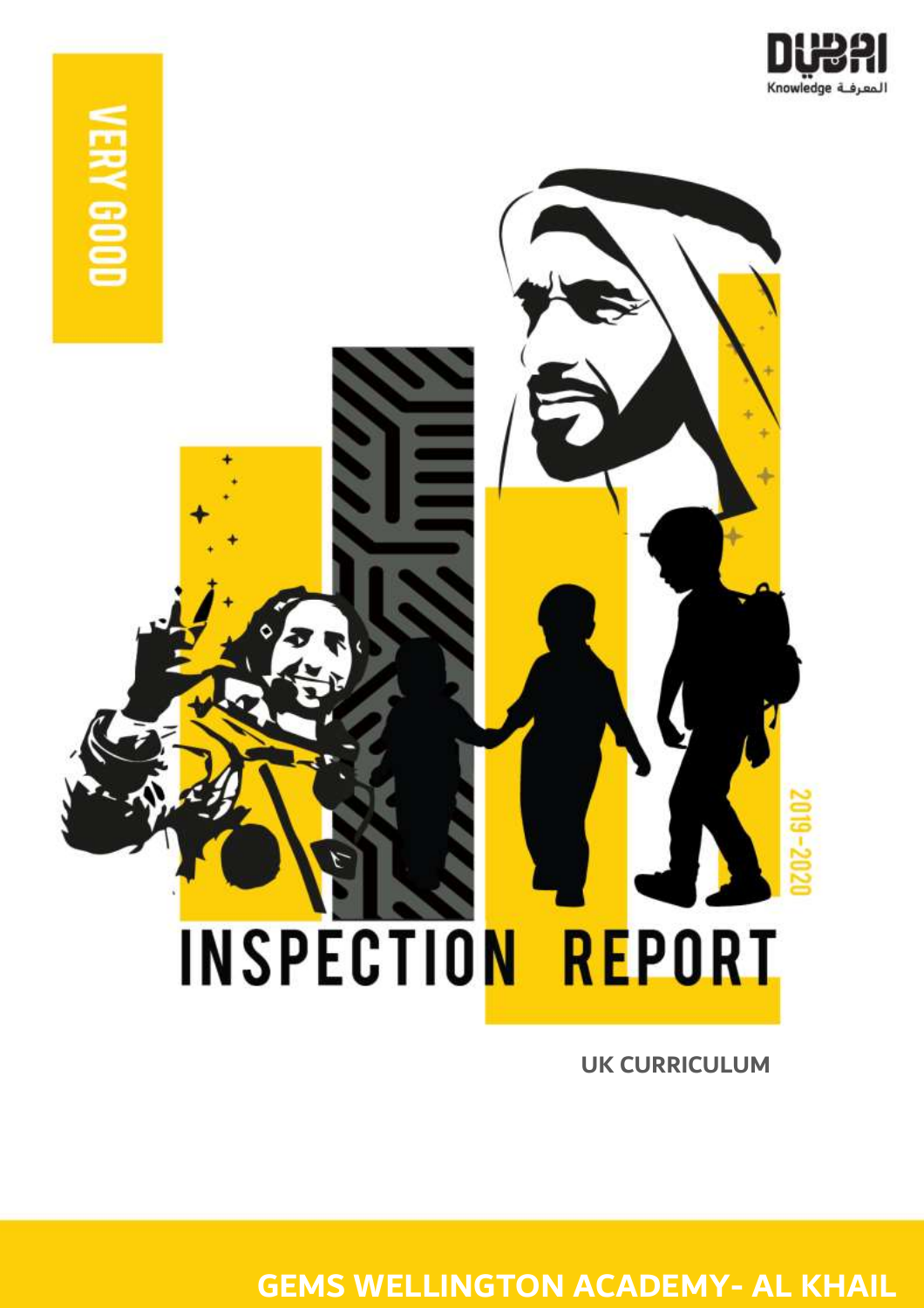VERY GOOD

Dubai Knowledge المعرفة

# INSPECTION REPORT

2019-2020

**UK CURRICULUM**

## GEMS WELLINGTON ACADEMY- AL KHAIL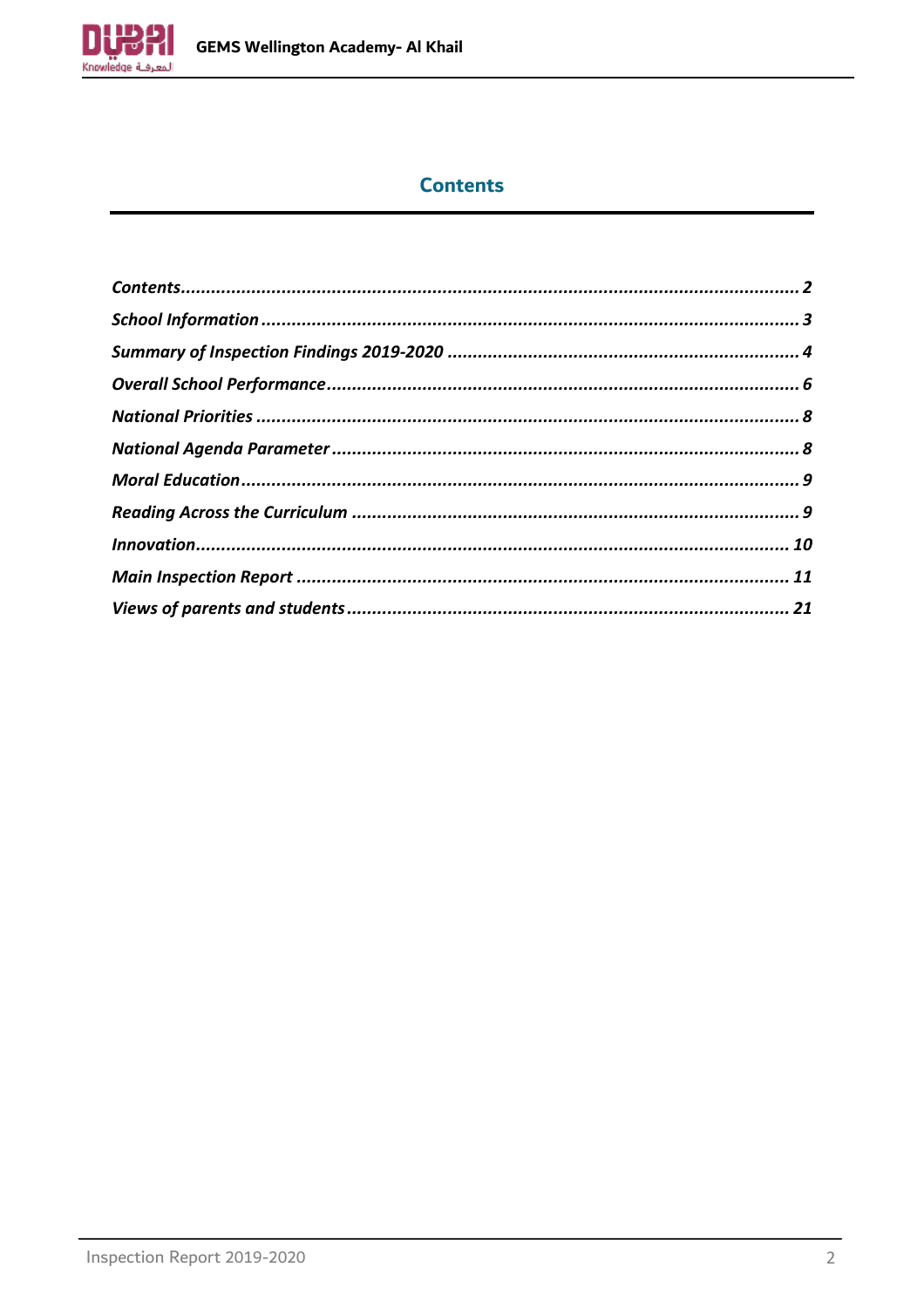## Contents

*Contents* ........................................................................................................................ *2*

*School Information* ........................................................................................................ *3*

*Summary of Inspection Findings 2019-2020* ..................................................................... *4*

*Overall School Performance* ............................................................................................ *6*

*National Priorities* ........................................................................................................ *8*

*National Agenda Parameter* ............................................................................................ *8*

*Moral Education* ............................................................................................................ *9*

*Reading Across the Curriculum* ....................................................................................... *9*

*Innovation* .................................................................................................................... *10*

*Main Inspection Report* ................................................................................................. *11*

*Views of parents and students* ....................................................................................... *21*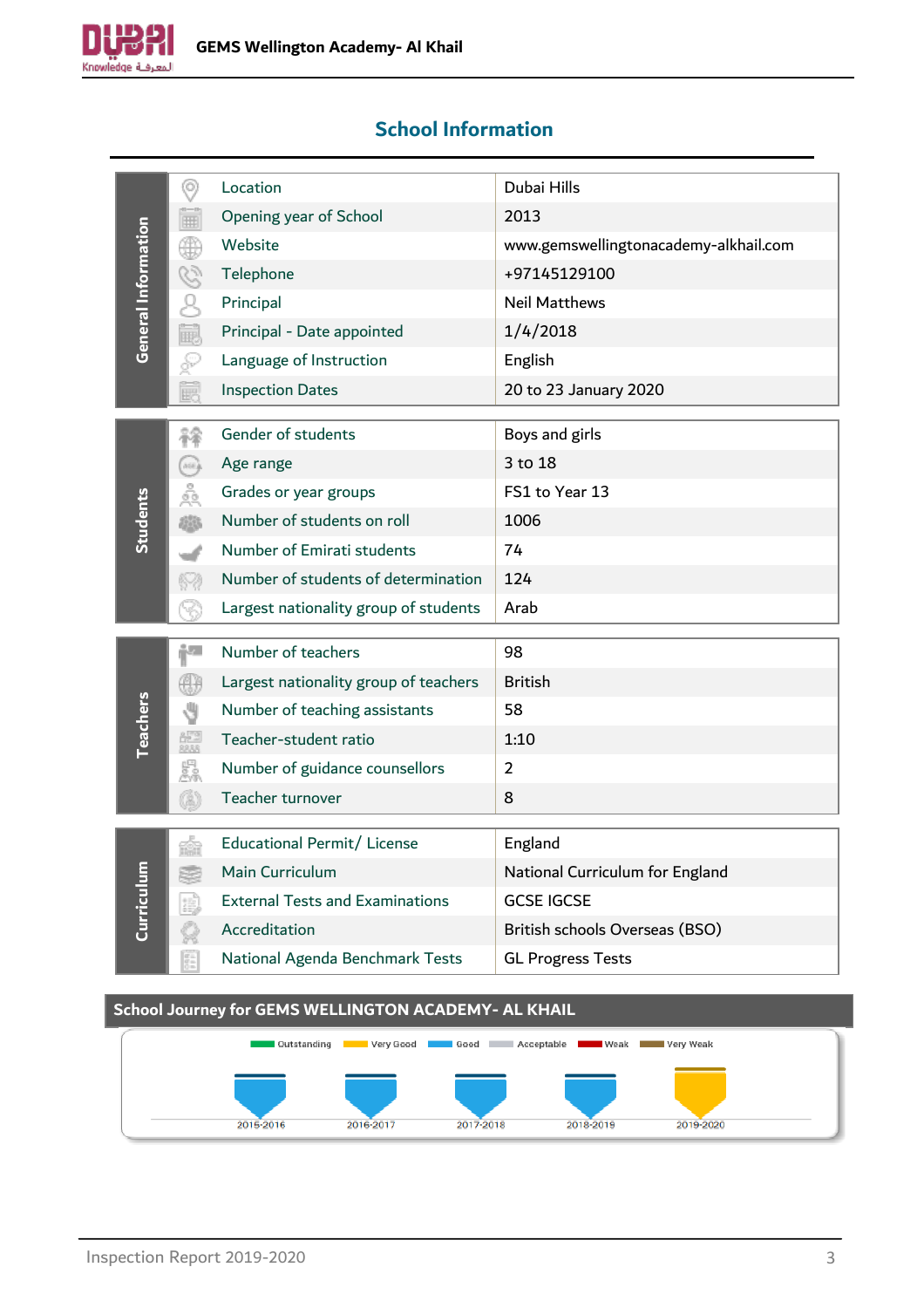## School Information

| | | |
|---|---|---|
| General Information | Location | Dubai Hills |
| | Opening year of School | 2013 |
| | Website | www.gemswellingtonacademy-alkhail.com |
| | Telephone | +97145129100 |
| | Principal | Neil Matthews |
| | Principal - Date appointed | 1/4/2018 |
| | Language of Instruction | English |
| | Inspection Dates | 20 to 23 January 2020 |
| Students | Gender of students | Boys and girls |
| | Age range | 3 to 18 |
| | Grades or year groups | FS1 to Year 13 |
| | Number of students on roll | 1006 |
| | Number of Emirati students | 74 |
| | Number of students of determination | 124 |
| | Largest nationality group of students | Arab |
| Teachers | Number of teachers | 98 |
| | Largest nationality group of teachers | British |
| | Number of teaching assistants | 58 |
| | Teacher-student ratio | 1:10 |
| | Number of guidance counsellors | 2 |
| | Teacher turnover | 8 |
| Curriculum | Educational Permit/ License | England |
| | Main Curriculum | National Curriculum for England |
| | External Tests and Examinations | GCSE IGCSE |
| | Accreditation | British schools Overseas (BSO) |
| | National Agenda Benchmark Tests | GL Progress Tests |

### School Journey for GEMS WELLINGTON ACADEMY- AL KHAIL

Outstanding · Very Good · Good · Acceptable · Weak · Very Weak

| 2015-2016 | 2016-2017 | 2017-2018 | 2018-2019 | 2019-2020 |
|---|---|---|---|---|
| Good | Good | Good | Good | Very Good |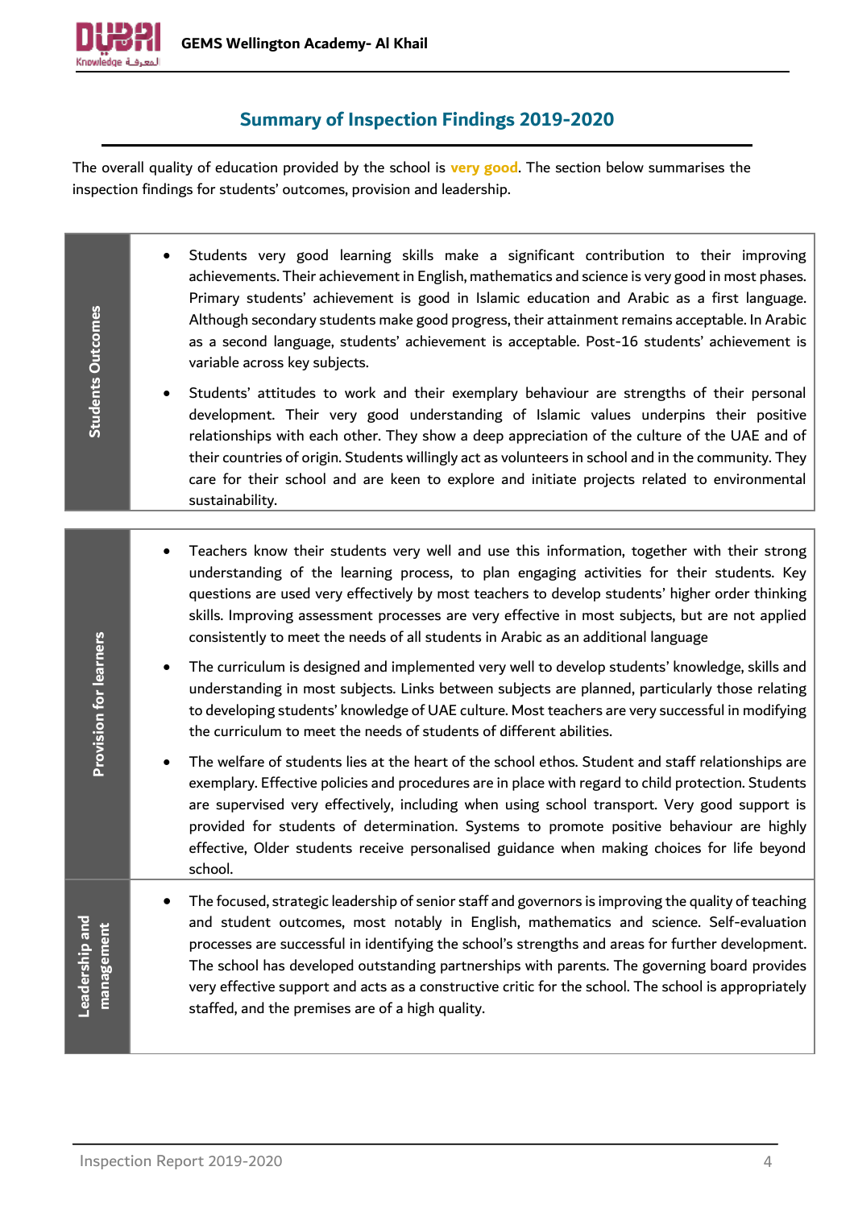## Summary of Inspection Findings 2019-2020

The overall quality of education provided by the school is **very good**. The section below summarises the inspection findings for students' outcomes, provision and leadership.

| | |
|---|---|
| **Students Outcomes** | • Students very good learning skills make a significant contribution to their improving achievements. Their achievement in English, mathematics and science is very good in most phases. Primary students' achievement is good in Islamic education and Arabic as a first language. Although secondary students make good progress, their attainment remains acceptable. In Arabic as a second language, students' achievement is acceptable. Post-16 students' achievement is variable across key subjects.<br>• Students' attitudes to work and their exemplary behaviour are strengths of their personal development. Their very good understanding of Islamic values underpins their positive relationships with each other. They show a deep appreciation of the culture of the UAE and of their countries of origin. Students willingly act as volunteers in school and in the community. They care for their school and are keen to explore and initiate projects related to environmental sustainability. |
| **Provision for learners** | • Teachers know their students very well and use this information, together with their strong understanding of the learning process, to plan engaging activities for their students. Key questions are used very effectively by most teachers to develop students' higher order thinking skills. Improving assessment processes are very effective in most subjects, but are not applied consistently to meet the needs of all students in Arabic as an additional language<br>• The curriculum is designed and implemented very well to develop students' knowledge, skills and understanding in most subjects. Links between subjects are planned, particularly those relating to developing students' knowledge of UAE culture. Most teachers are very successful in modifying the curriculum to meet the needs of students of different abilities.<br>• The welfare of students lies at the heart of the school ethos. Student and staff relationships are exemplary. Effective policies and procedures are in place with regard to child protection. Students are supervised very effectively, including when using school transport. Very good support is provided for students of determination. Systems to promote positive behaviour are highly effective, Older students receive personalised guidance when making choices for life beyond school. |
| **Leadership and management** | • The focused, strategic leadership of senior staff and governors is improving the quality of teaching and student outcomes, most notably in English, mathematics and science. Self-evaluation processes are successful in identifying the school's strengths and areas for further development. The school has developed outstanding partnerships with parents. The governing board provides very effective support and acts as a constructive critic for the school. The school is appropriately staffed, and the premises are of a high quality. |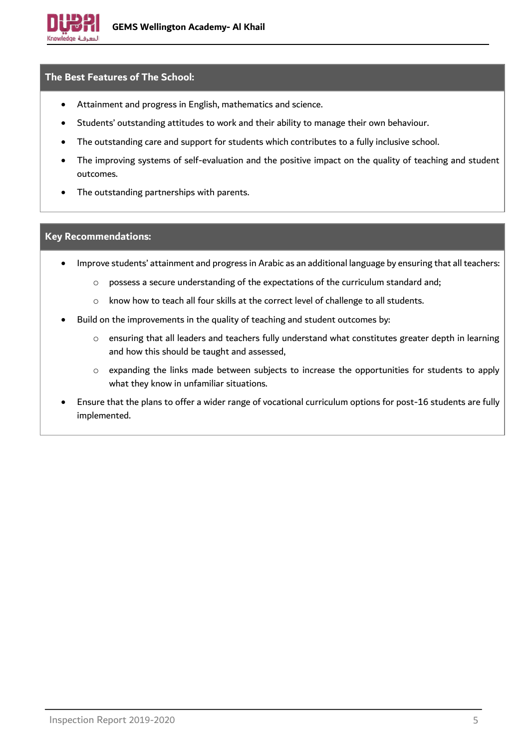## The Best Features of The School:

- Attainment and progress in English, mathematics and science.
- Students' outstanding attitudes to work and their ability to manage their own behaviour.
- The outstanding care and support for students which contributes to a fully inclusive school.
- The improving systems of self-evaluation and the positive impact on the quality of teaching and student outcomes.
- The outstanding partnerships with parents.

## Key Recommendations:

- Improve students' attainment and progress in Arabic as an additional language by ensuring that all teachers:
  - possess a secure understanding of the expectations of the curriculum standard and;
  - know how to teach all four skills at the correct level of challenge to all students.
- Build on the improvements in the quality of teaching and student outcomes by:
  - ensuring that all leaders and teachers fully understand what constitutes greater depth in learning and how this should be taught and assessed,
  - expanding the links made between subjects to increase the opportunities for students to apply what they know in unfamiliar situations.
- Ensure that the plans to offer a wider range of vocational curriculum options for post-16 students are fully implemented.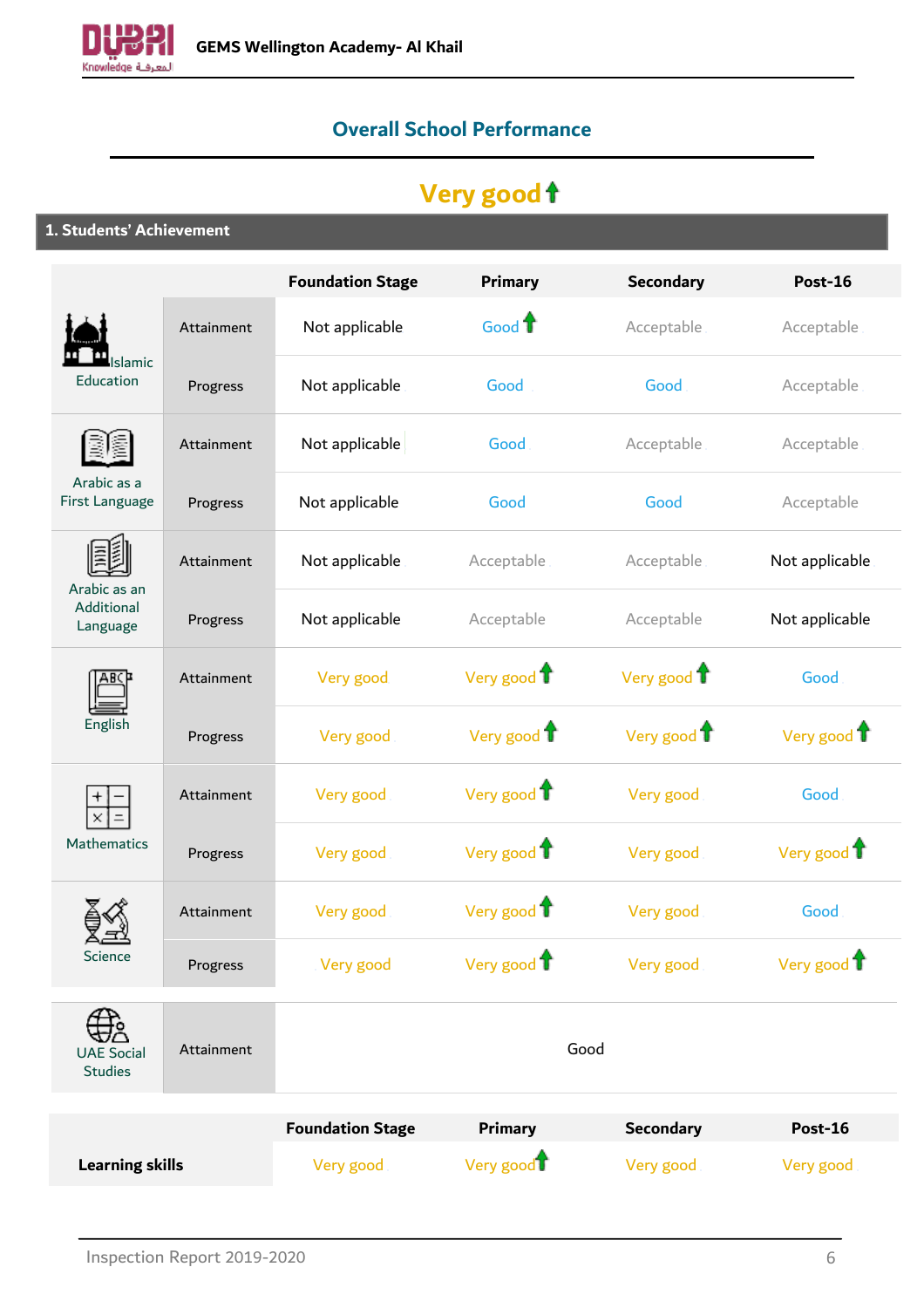## Overall School Performance

**Very good ↑**

### 1. Students' Achievement

| | | Foundation Stage | Primary | Secondary | Post-16 |
|---|---|---|---|---|---|
| Islamic Education | Attainment | Not applicable | Good ↑ | Acceptable | Acceptable |
| | Progress | Not applicable | Good | Good | Acceptable |
| Arabic as a First Language | Attainment | Not applicable | Good | Acceptable | Acceptable |
| | Progress | Not applicable | Good | Good | Acceptable |
| Arabic as an Additional Language | Attainment | Not applicable | Acceptable | Acceptable | Not applicable |
| | Progress | Not applicable | Acceptable | Acceptable | Not applicable |
| English | Attainment | Very good | Very good ↑ | Very good ↑ | Good |
| | Progress | Very good | Very good ↑ | Very good ↑ | Very good ↑ |
| Mathematics | Attainment | Very good | Very good ↑ | Very good | Good |
| | Progress | Very good | Very good ↑ | Very good | Very good ↑ |
| Science | Attainment | Very good | Very good ↑ | Very good | Good |
| | Progress | Very good | Very good ↑ | Very good | Very good ↑ |
| UAE Social Studies | Attainment | Good | | | |

| | Foundation Stage | Primary | Secondary | Post-16 |
|---|---|---|---|---|
| **Learning skills** | Very good | Very good ↑ | Very good | Very good |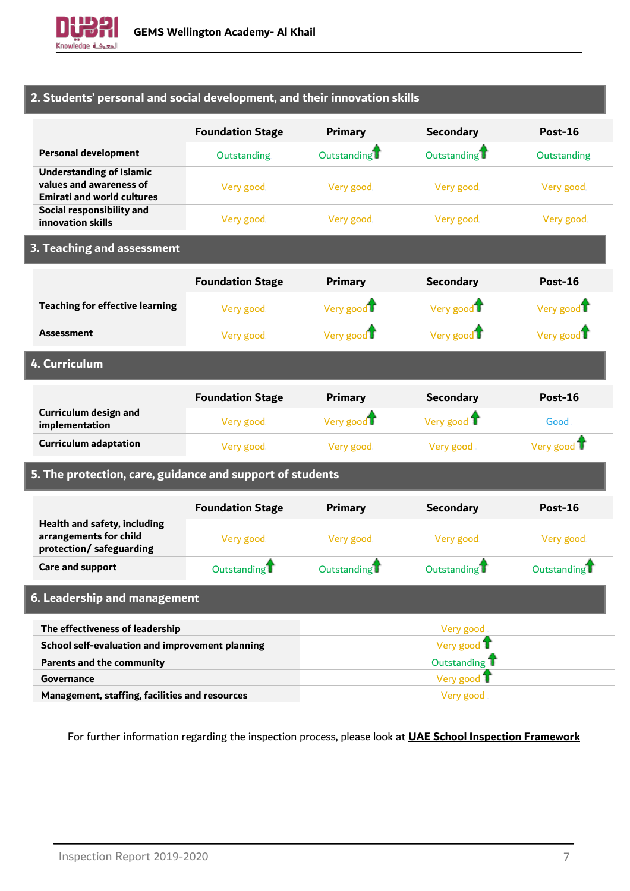## 2. Students' personal and social development, and their innovation skills

| | Foundation Stage | Primary | Secondary | Post-16 |
|---|---|---|---|---|
| Personal development | Outstanding | Outstanding ↑ | Outstanding ↑ | Outstanding |
| Understanding of Islamic values and awareness of Emirati and world cultures | Very good | Very good | Very good | Very good |
| Social responsibility and innovation skills | Very good | Very good | Very good | Very good |

## 3. Teaching and assessment

| | Foundation Stage | Primary | Secondary | Post-16 |
|---|---|---|---|---|
| Teaching for effective learning | Very good | Very good ↑ | Very good ↑ | Very good ↑ |
| Assessment | Very good | Very good ↑ | Very good ↑ | Very good ↑ |

## 4. Curriculum

| | Foundation Stage | Primary | Secondary | Post-16 |
|---|---|---|---|---|
| Curriculum design and implementation | Very good | Very good ↑ | Very good ↑ | Good |
| Curriculum adaptation | Very good | Very good | Very good | Very good ↑ |

## 5. The protection, care, guidance and support of students

| | Foundation Stage | Primary | Secondary | Post-16 |
|---|---|---|---|---|
| Health and safety, including arrangements for child protection/ safeguarding | Very good | Very good | Very good | Very good |
| Care and support | Outstanding ↑ | Outstanding ↑ | Outstanding ↑ | Outstanding ↑ |

## 6. Leadership and management

| | |
|---|---|
| The effectiveness of leadership | Very good |
| School self-evaluation and improvement planning | Very good ↑ |
| Parents and the community | Outstanding ↑ |
| Governance | Very good ↑ |
| Management, staffing, facilities and resources | Very good |

For further information regarding the inspection process, please look at **UAE School Inspection Framework**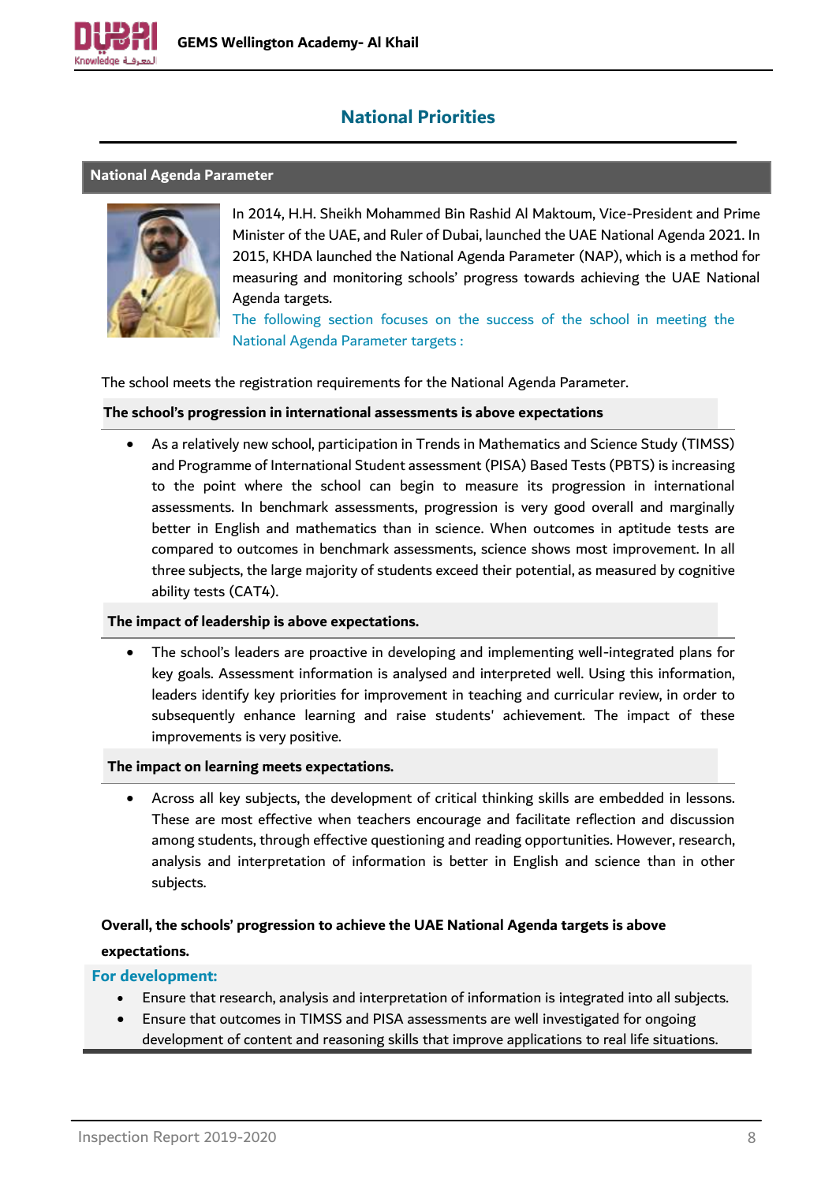# National Priorities

## National Agenda Parameter

In 2014, H.H. Sheikh Mohammed Bin Rashid Al Maktoum, Vice-President and Prime Minister of the UAE, and Ruler of Dubai, launched the UAE National Agenda 2021. In 2015, KHDA launched the National Agenda Parameter (NAP), which is a method for measuring and monitoring schools' progress towards achieving the UAE National Agenda targets.

The following section focuses on the success of the school in meeting the National Agenda Parameter targets :

The school meets the registration requirements for the National Agenda Parameter.

**The school's progression in international assessments is above expectations**

- As a relatively new school, participation in Trends in Mathematics and Science Study (TIMSS) and Programme of International Student assessment (PISA) Based Tests (PBTS) is increasing to the point where the school can begin to measure its progression in international assessments. In benchmark assessments, progression is very good overall and marginally better in English and mathematics than in science. When outcomes in aptitude tests are compared to outcomes in benchmark assessments, science shows most improvement. In all three subjects, the large majority of students exceed their potential, as measured by cognitive ability tests (CAT4).

**The impact of leadership is above expectations.**

- The school's leaders are proactive in developing and implementing well-integrated plans for key goals. Assessment information is analysed and interpreted well. Using this information, leaders identify key priorities for improvement in teaching and curricular review, in order to subsequently enhance learning and raise students' achievement. The impact of these improvements is very positive.

**The impact on learning meets expectations.**

- Across all key subjects, the development of critical thinking skills are embedded in lessons. These are most effective when teachers encourage and facilitate reflection and discussion among students, through effective questioning and reading opportunities. However, research, analysis and interpretation of information is better in English and science than in other subjects.

**Overall, the schools' progression to achieve the UAE National Agenda targets is above expectations.**

**For development:**

- Ensure that research, analysis and interpretation of information is integrated into all subjects.
- Ensure that outcomes in TIMSS and PISA assessments are well investigated for ongoing development of content and reasoning skills that improve applications to real life situations.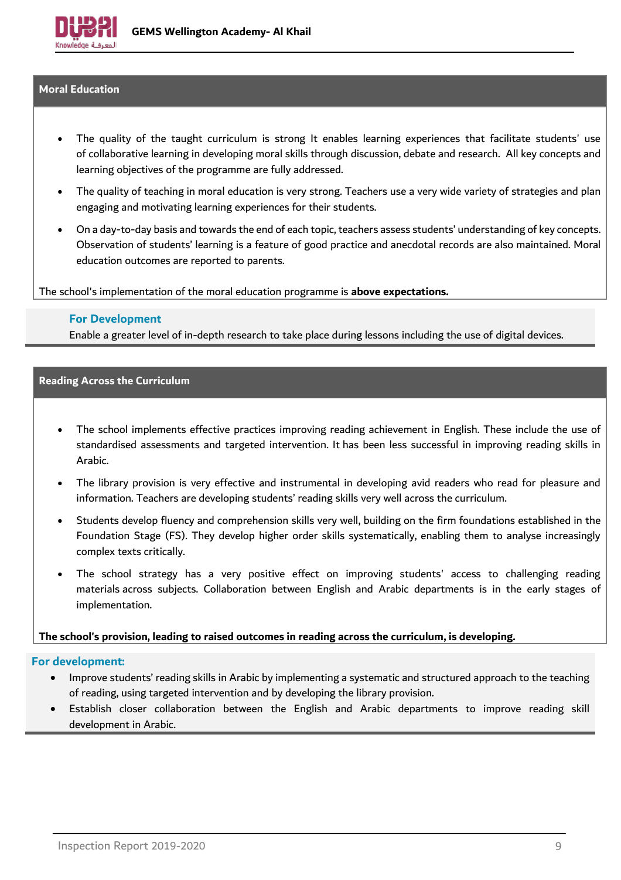## Moral Education

- The quality of the taught curriculum is strong It enables learning experiences that facilitate students' use of collaborative learning in developing moral skills through discussion, debate and research. All key concepts and learning objectives of the programme are fully addressed.
- The quality of teaching in moral education is very strong. Teachers use a very wide variety of strategies and plan engaging and motivating learning experiences for their students.
- On a day-to-day basis and towards the end of each topic, teachers assess students' understanding of key concepts. Observation of students' learning is a feature of good practice and anecdotal records are also maintained. Moral education outcomes are reported to parents.

The school's implementation of the moral education programme is **above expectations.**

### For Development

Enable a greater level of in-depth research to take place during lessons including the use of digital devices.

## Reading Across the Curriculum

- The school implements effective practices improving reading achievement in English. These include the use of standardised assessments and targeted intervention. It has been less successful in improving reading skills in Arabic.
- The library provision is very effective and instrumental in developing avid readers who read for pleasure and information. Teachers are developing students' reading skills very well across the curriculum.
- Students develop fluency and comprehension skills very well, building on the firm foundations established in the Foundation Stage (FS). They develop higher order skills systematically, enabling them to analyse increasingly complex texts critically.
- The school strategy has a very positive effect on improving students' access to challenging reading materials across subjects. Collaboration between English and Arabic departments is in the early stages of implementation.

**The school's provision, leading to raised outcomes in reading across the curriculum, is developing.**

### For development:

- Improve students' reading skills in Arabic by implementing a systematic and structured approach to the teaching of reading, using targeted intervention and by developing the library provision.
- Establish closer collaboration between the English and Arabic departments to improve reading skill development in Arabic.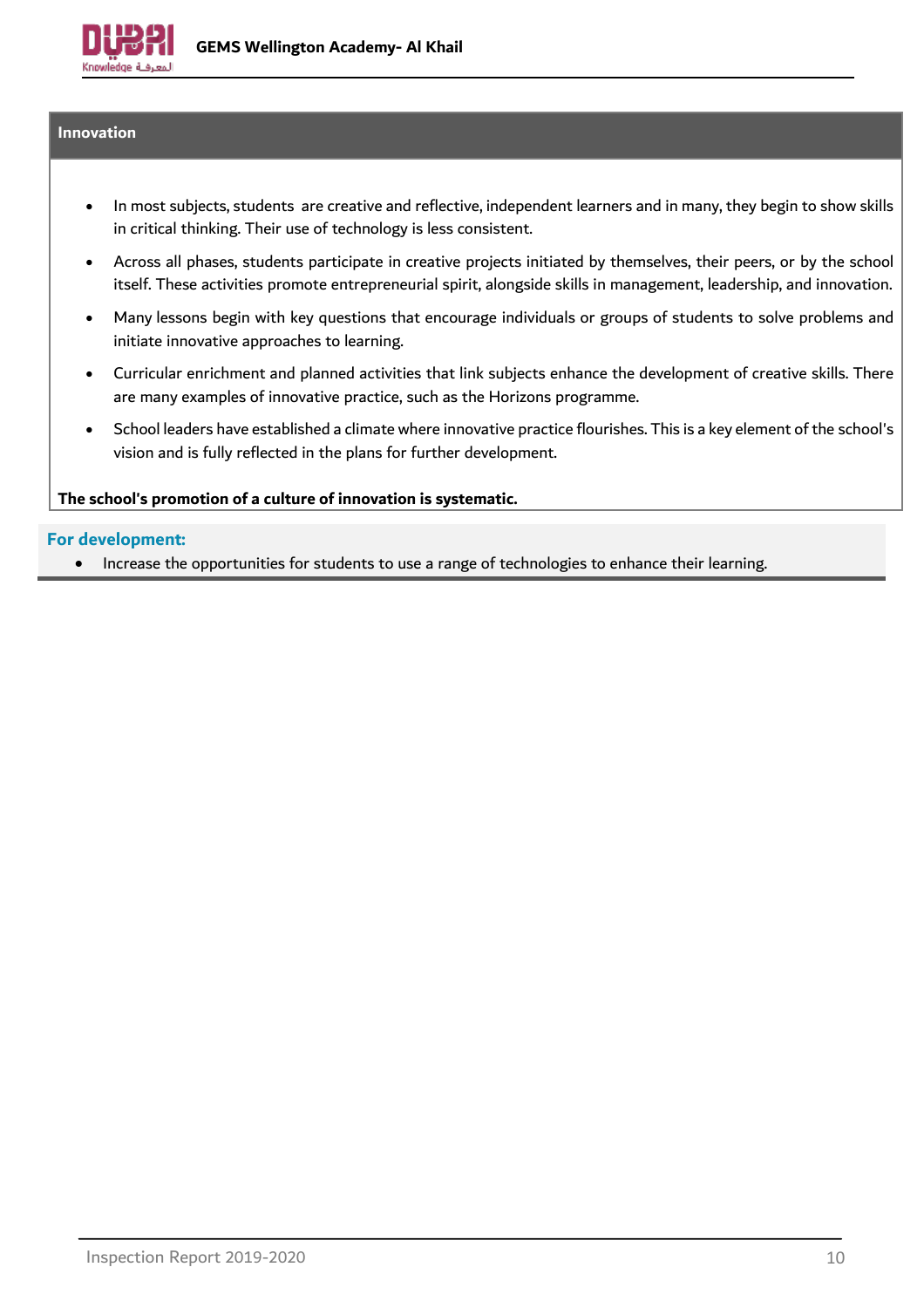## Innovation

- In most subjects, students are creative and reflective, independent learners and in many, they begin to show skills in critical thinking. Their use of technology is less consistent.
- Across all phases, students participate in creative projects initiated by themselves, their peers, or by the school itself. These activities promote entrepreneurial spirit, alongside skills in management, leadership, and innovation.
- Many lessons begin with key questions that encourage individuals or groups of students to solve problems and initiate innovative approaches to learning.
- Curricular enrichment and planned activities that link subjects enhance the development of creative skills. There are many examples of innovative practice, such as the Horizons programme.
- School leaders have established a climate where innovative practice flourishes. This is a key element of the school's vision and is fully reflected in the plans for further development.

**The school's promotion of a culture of innovation is systematic.**

**For development:**

- Increase the opportunities for students to use a range of technologies to enhance their learning.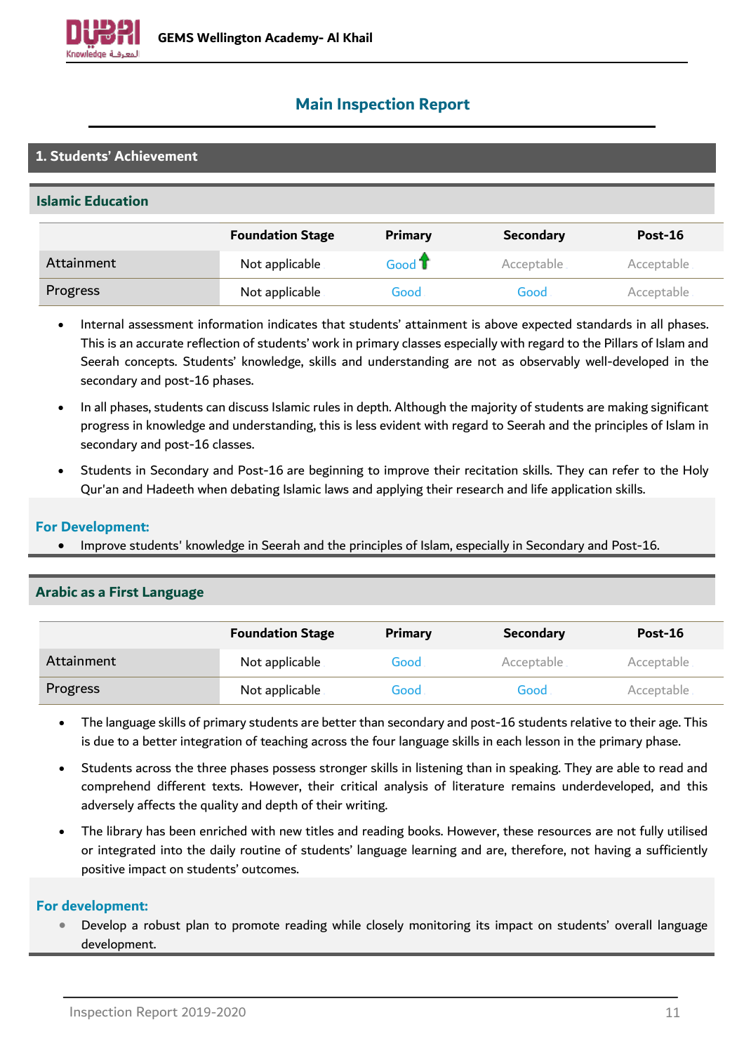# Main Inspection Report

## 1. Students' Achievement

### Islamic Education

| | Foundation Stage | Primary | Secondary | Post-16 |
|---|---|---|---|---|
| Attainment | Not applicable | Good ↑ | Acceptable | Acceptable |
| Progress | Not applicable | Good | Good | Acceptable |

- Internal assessment information indicates that students' attainment is above expected standards in all phases. This is an accurate reflection of students' work in primary classes especially with regard to the Pillars of Islam and Seerah concepts. Students' knowledge, skills and understanding are not as observably well-developed in the secondary and post-16 phases.
- In all phases, students can discuss Islamic rules in depth. Although the majority of students are making significant progress in knowledge and understanding, this is less evident with regard to Seerah and the principles of Islam in secondary and post-16 classes.
- Students in Secondary and Post-16 are beginning to improve their recitation skills. They can refer to the Holy Qur'an and Hadeeth when debating Islamic laws and applying their research and life application skills.

**For Development:**

- Improve students' knowledge in Seerah and the principles of Islam, especially in Secondary and Post-16.

### Arabic as a First Language

| | Foundation Stage | Primary | Secondary | Post-16 |
|---|---|---|---|---|
| Attainment | Not applicable | Good | Acceptable | Acceptable |
| Progress | Not applicable | Good | Good | Acceptable |

- The language skills of primary students are better than secondary and post-16 students relative to their age. This is due to a better integration of teaching across the four language skills in each lesson in the primary phase.
- Students across the three phases possess stronger skills in listening than in speaking. They are able to read and comprehend different texts. However, their critical analysis of literature remains underdeveloped, and this adversely affects the quality and depth of their writing.
- The library has been enriched with new titles and reading books. However, these resources are not fully utilised or integrated into the daily routine of students' language learning and are, therefore, not having a sufficiently positive impact on students' outcomes.

**For development:**

- Develop a robust plan to promote reading while closely monitoring its impact on students' overall language development.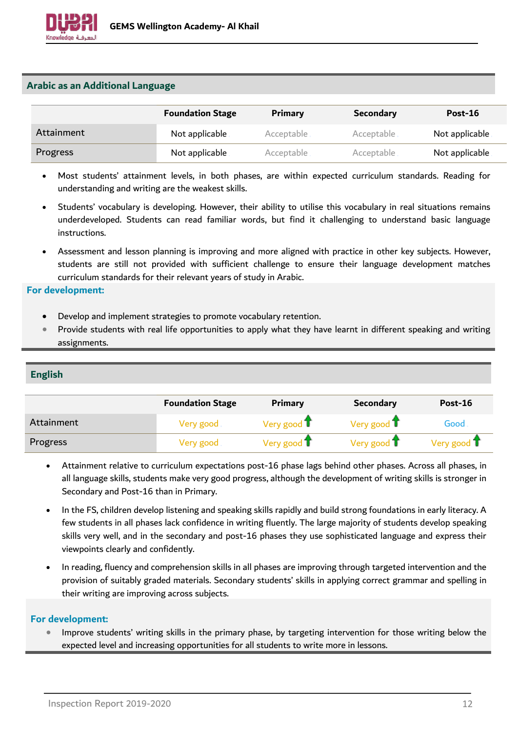## Arabic as an Additional Language

| | Foundation Stage | Primary | Secondary | Post-16 |
|---|---|---|---|---|
| Attainment | Not applicable | Acceptable | Acceptable | Not applicable |
| Progress | Not applicable | Acceptable | Acceptable | Not applicable |

- Most students' attainment levels, in both phases, are within expected curriculum standards. Reading for understanding and writing are the weakest skills.
- Students' vocabulary is developing. However, their ability to utilise this vocabulary in real situations remains underdeveloped. Students can read familiar words, but find it challenging to understand basic language instructions.
- Assessment and lesson planning is improving and more aligned with practice in other key subjects. However, students are still not provided with sufficient challenge to ensure their language development matches curriculum standards for their relevant years of study in Arabic.

**For development:**

- Develop and implement strategies to promote vocabulary retention.
- Provide students with real life opportunities to apply what they have learnt in different speaking and writing assignments.

## English

| | Foundation Stage | Primary | Secondary | Post-16 |
|---|---|---|---|---|
| Attainment | Very good | Very good ↑ | Very good ↑ | Good |
| Progress | Very good | Very good ↑ | Very good ↑ | Very good ↑ |

- Attainment relative to curriculum expectations post-16 phase lags behind other phases. Across all phases, in all language skills, students make very good progress, although the development of writing skills is stronger in Secondary and Post-16 than in Primary.
- In the FS, children develop listening and speaking skills rapidly and build strong foundations in early literacy. A few students in all phases lack confidence in writing fluently. The large majority of students develop speaking skills very well, and in the secondary and post-16 phases they use sophisticated language and express their viewpoints clearly and confidently.
- In reading, fluency and comprehension skills in all phases are improving through targeted intervention and the provision of suitably graded materials. Secondary students' skills in applying correct grammar and spelling in their writing are improving across subjects.

**For development:**

- Improve students' writing skills in the primary phase, by targeting intervention for those writing below the expected level and increasing opportunities for all students to write more in lessons.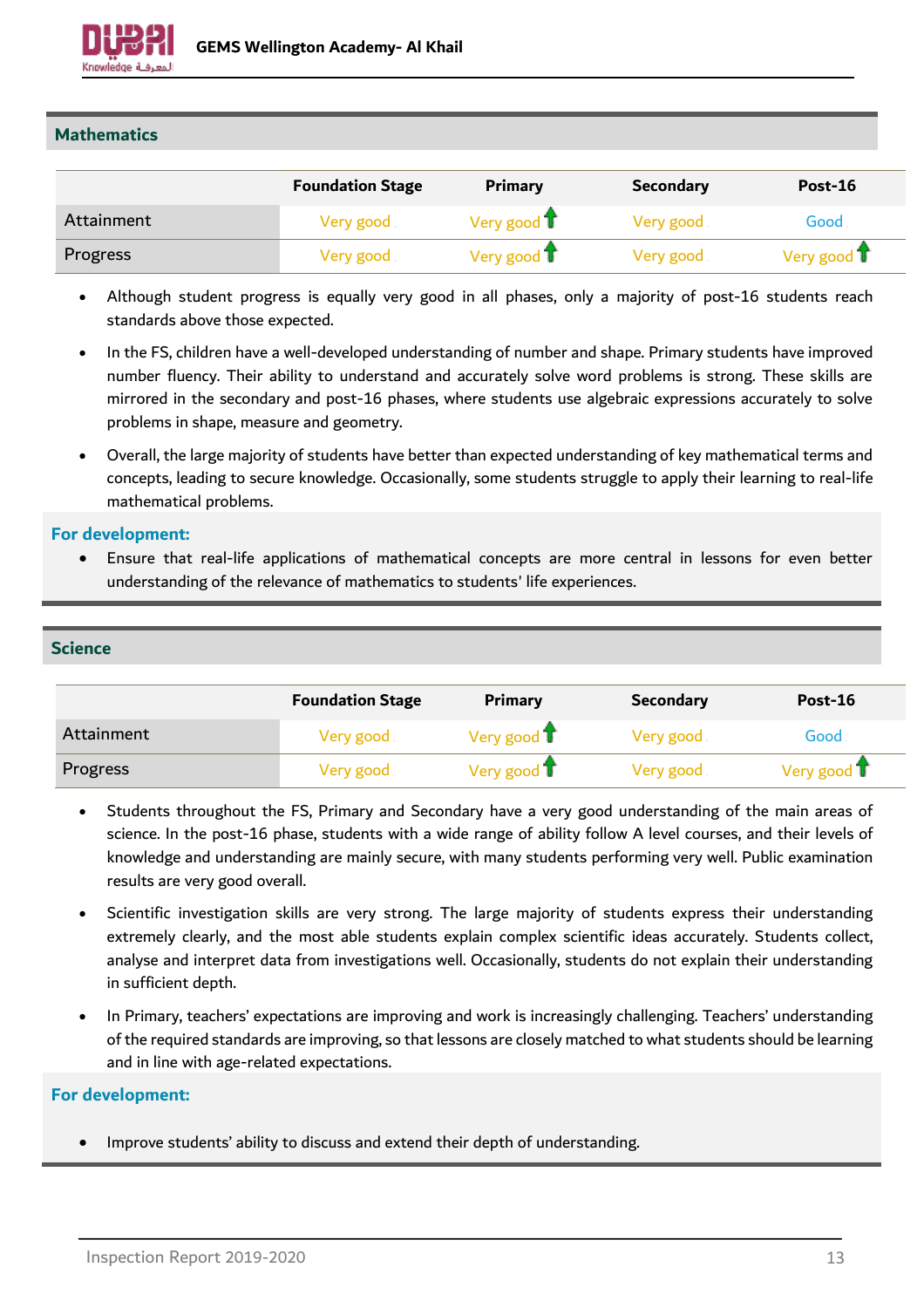## Mathematics

| | Foundation Stage | Primary | Secondary | Post-16 |
|---|---|---|---|---|
| Attainment | Very good | Very good ↑ | Very good | Good |
| Progress | Very good | Very good ↑ | Very good | Very good ↑ |

- Although student progress is equally very good in all phases, only a majority of post-16 students reach standards above those expected.
- In the FS, children have a well-developed understanding of number and shape. Primary students have improved number fluency. Their ability to understand and accurately solve word problems is strong. These skills are mirrored in the secondary and post-16 phases, where students use algebraic expressions accurately to solve problems in shape, measure and geometry.
- Overall, the large majority of students have better than expected understanding of key mathematical terms and concepts, leading to secure knowledge. Occasionally, some students struggle to apply their learning to real-life mathematical problems.

**For development:**

- Ensure that real-life applications of mathematical concepts are more central in lessons for even better understanding of the relevance of mathematics to students' life experiences.

## Science

| | Foundation Stage | Primary | Secondary | Post-16 |
|---|---|---|---|---|
| Attainment | Very good | Very good ↑ | Very good | Good |
| Progress | Very good | Very good ↑ | Very good | Very good ↑ |

- Students throughout the FS, Primary and Secondary have a very good understanding of the main areas of science. In the post-16 phase, students with a wide range of ability follow A level courses, and their levels of knowledge and understanding are mainly secure, with many students performing very well. Public examination results are very good overall.
- Scientific investigation skills are very strong. The large majority of students express their understanding extremely clearly, and the most able students explain complex scientific ideas accurately. Students collect, analyse and interpret data from investigations well. Occasionally, students do not explain their understanding in sufficient depth.
- In Primary, teachers' expectations are improving and work is increasingly challenging. Teachers' understanding of the required standards are improving, so that lessons are closely matched to what students should be learning and in line with age-related expectations.

**For development:**

- Improve students' ability to discuss and extend their depth of understanding.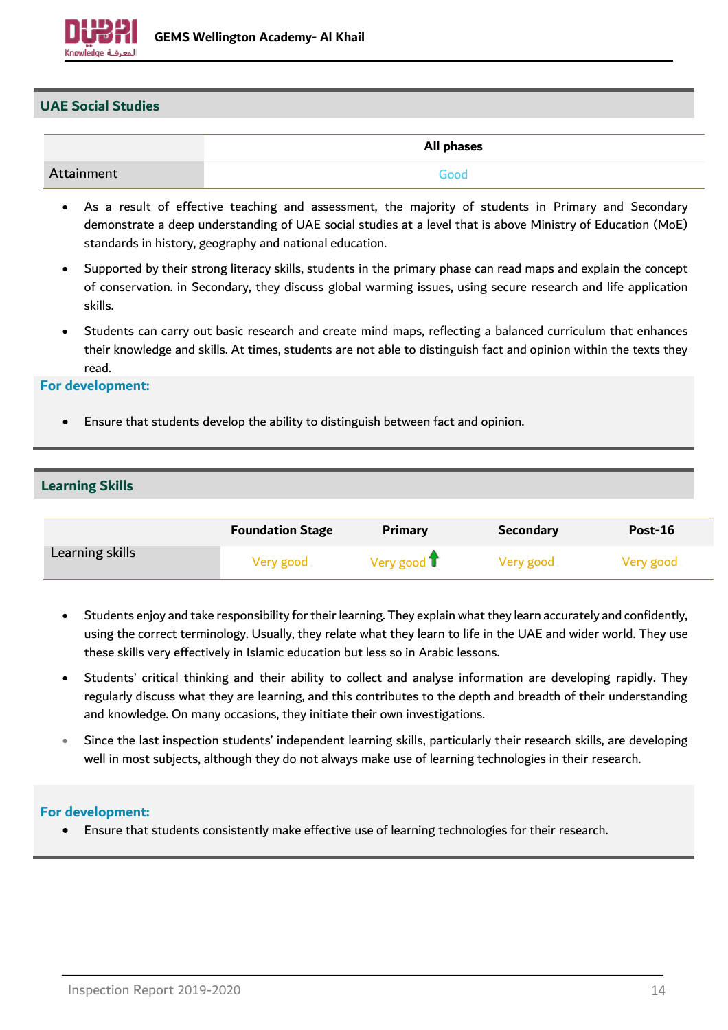## UAE Social Studies

| | All phases |
|---|---|
| Attainment | Good |

- As a result of effective teaching and assessment, the majority of students in Primary and Secondary demonstrate a deep understanding of UAE social studies at a level that is above Ministry of Education (MoE) standards in history, geography and national education.
- Supported by their strong literacy skills, students in the primary phase can read maps and explain the concept of conservation. in Secondary, they discuss global warming issues, using secure research and life application skills.
- Students can carry out basic research and create mind maps, reflecting a balanced curriculum that enhances their knowledge and skills. At times, students are not able to distinguish fact and opinion within the texts they read.

**For development:**

- Ensure that students develop the ability to distinguish between fact and opinion.

## Learning Skills

| | Foundation Stage | Primary | Secondary | Post-16 |
|---|---|---|---|---|
| Learning skills | Very good | Very good ↑ | Very good | Very good |

- Students enjoy and take responsibility for their learning. They explain what they learn accurately and confidently, using the correct terminology. Usually, they relate what they learn to life in the UAE and wider world. They use these skills very effectively in Islamic education but less so in Arabic lessons.
- Students' critical thinking and their ability to collect and analyse information are developing rapidly. They regularly discuss what they are learning, and this contributes to the depth and breadth of their understanding and knowledge. On many occasions, they initiate their own investigations.
- Since the last inspection students' independent learning skills, particularly their research skills, are developing well in most subjects, although they do not always make use of learning technologies in their research.

**For development:**

- Ensure that students consistently make effective use of learning technologies for their research.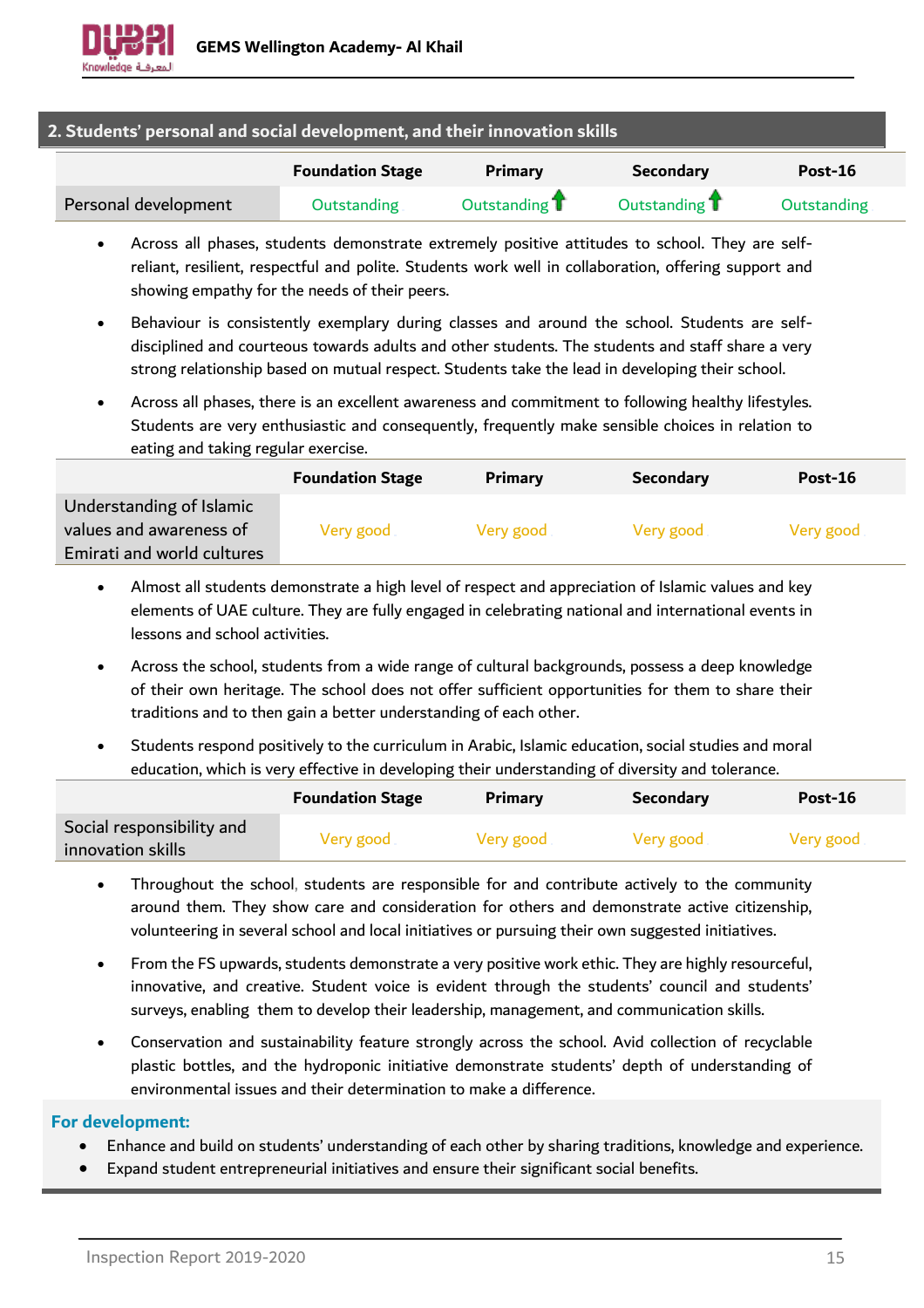## 2. Students' personal and social development, and their innovation skills

| | Foundation Stage | Primary | Secondary | Post-16 |
|---|---|---|---|---|
| Personal development | Outstanding | Outstanding ↑ | Outstanding ↑ | Outstanding |

- Across all phases, students demonstrate extremely positive attitudes to school. They are self-reliant, resilient, respectful and polite. Students work well in collaboration, offering support and showing empathy for the needs of their peers.
- Behaviour is consistently exemplary during classes and around the school. Students are self-disciplined and courteous towards adults and other students. The students and staff share a very strong relationship based on mutual respect. Students take the lead in developing their school.
- Across all phases, there is an excellent awareness and commitment to following healthy lifestyles. Students are very enthusiastic and consequently, frequently make sensible choices in relation to eating and taking regular exercise.

| | Foundation Stage | Primary | Secondary | Post-16 |
|---|---|---|---|---|
| Understanding of Islamic values and awareness of Emirati and world cultures | Very good | Very good | Very good | Very good |

- Almost all students demonstrate a high level of respect and appreciation of Islamic values and key elements of UAE culture. They are fully engaged in celebrating national and international events in lessons and school activities.
- Across the school, students from a wide range of cultural backgrounds, possess a deep knowledge of their own heritage. The school does not offer sufficient opportunities for them to share their traditions and to then gain a better understanding of each other.
- Students respond positively to the curriculum in Arabic, Islamic education, social studies and moral education, which is very effective in developing their understanding of diversity and tolerance.

| | Foundation Stage | Primary | Secondary | Post-16 |
|---|---|---|---|---|
| Social responsibility and innovation skills | Very good | Very good | Very good | Very good |

- Throughout the school, students are responsible for and contribute actively to the community around them. They show care and consideration for others and demonstrate active citizenship, volunteering in several school and local initiatives or pursuing their own suggested initiatives.
- From the FS upwards, students demonstrate a very positive work ethic. They are highly resourceful, innovative, and creative. Student voice is evident through the students' council and students' surveys, enabling them to develop their leadership, management, and communication skills.
- Conservation and sustainability feature strongly across the school. Avid collection of recyclable plastic bottles, and the hydroponic initiative demonstrate students' depth of understanding of environmental issues and their determination to make a difference.

**For development:**

- Enhance and build on students' understanding of each other by sharing traditions, knowledge and experience.
- Expand student entrepreneurial initiatives and ensure their significant social benefits.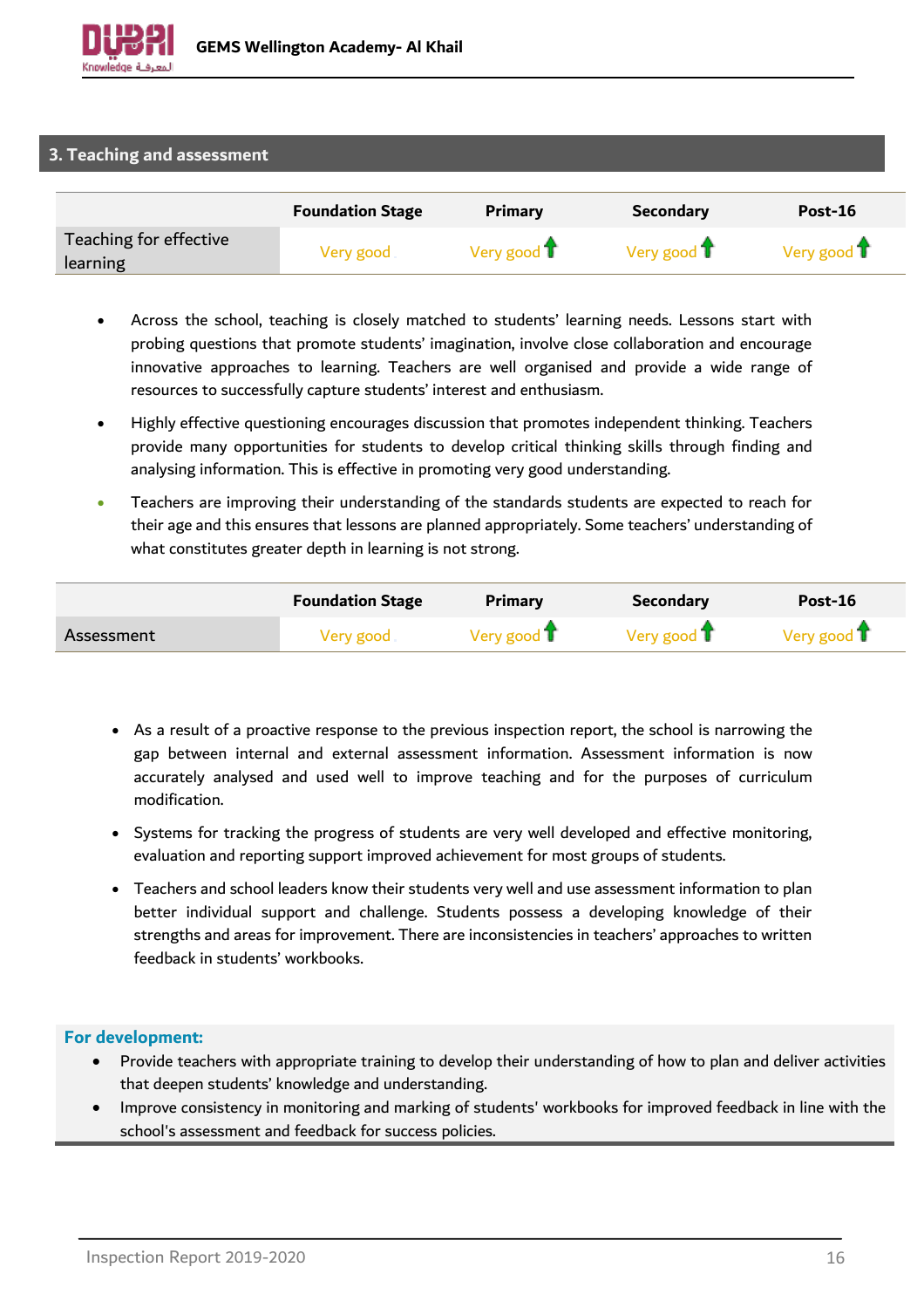## 3. Teaching and assessment

| | Foundation Stage | Primary | Secondary | Post-16 |
|---|---|---|---|---|
| Teaching for effective learning | Very good | Very good ↑ | Very good ↑ | Very good ↑ |

- Across the school, teaching is closely matched to students' learning needs. Lessons start with probing questions that promote students' imagination, involve close collaboration and encourage innovative approaches to learning. Teachers are well organised and provide a wide range of resources to successfully capture students' interest and enthusiasm.
- Highly effective questioning encourages discussion that promotes independent thinking. Teachers provide many opportunities for students to develop critical thinking skills through finding and analysing information. This is effective in promoting very good understanding.
- Teachers are improving their understanding of the standards students are expected to reach for their age and this ensures that lessons are planned appropriately. Some teachers' understanding of what constitutes greater depth in learning is not strong.

| | Foundation Stage | Primary | Secondary | Post-16 |
|---|---|---|---|---|
| Assessment | Very good | Very good ↑ | Very good ↑ | Very good ↑ |

- As a result of a proactive response to the previous inspection report, the school is narrowing the gap between internal and external assessment information. Assessment information is now accurately analysed and used well to improve teaching and for the purposes of curriculum modification.
- Systems for tracking the progress of students are very well developed and effective monitoring, evaluation and reporting support improved achievement for most groups of students.
- Teachers and school leaders know their students very well and use assessment information to plan better individual support and challenge. Students possess a developing knowledge of their strengths and areas for improvement. There are inconsistencies in teachers' approaches to written feedback in students' workbooks.

**For development:**

- Provide teachers with appropriate training to develop their understanding of how to plan and deliver activities that deepen students' knowledge and understanding.
- Improve consistency in monitoring and marking of students' workbooks for improved feedback in line with the school's assessment and feedback for success policies.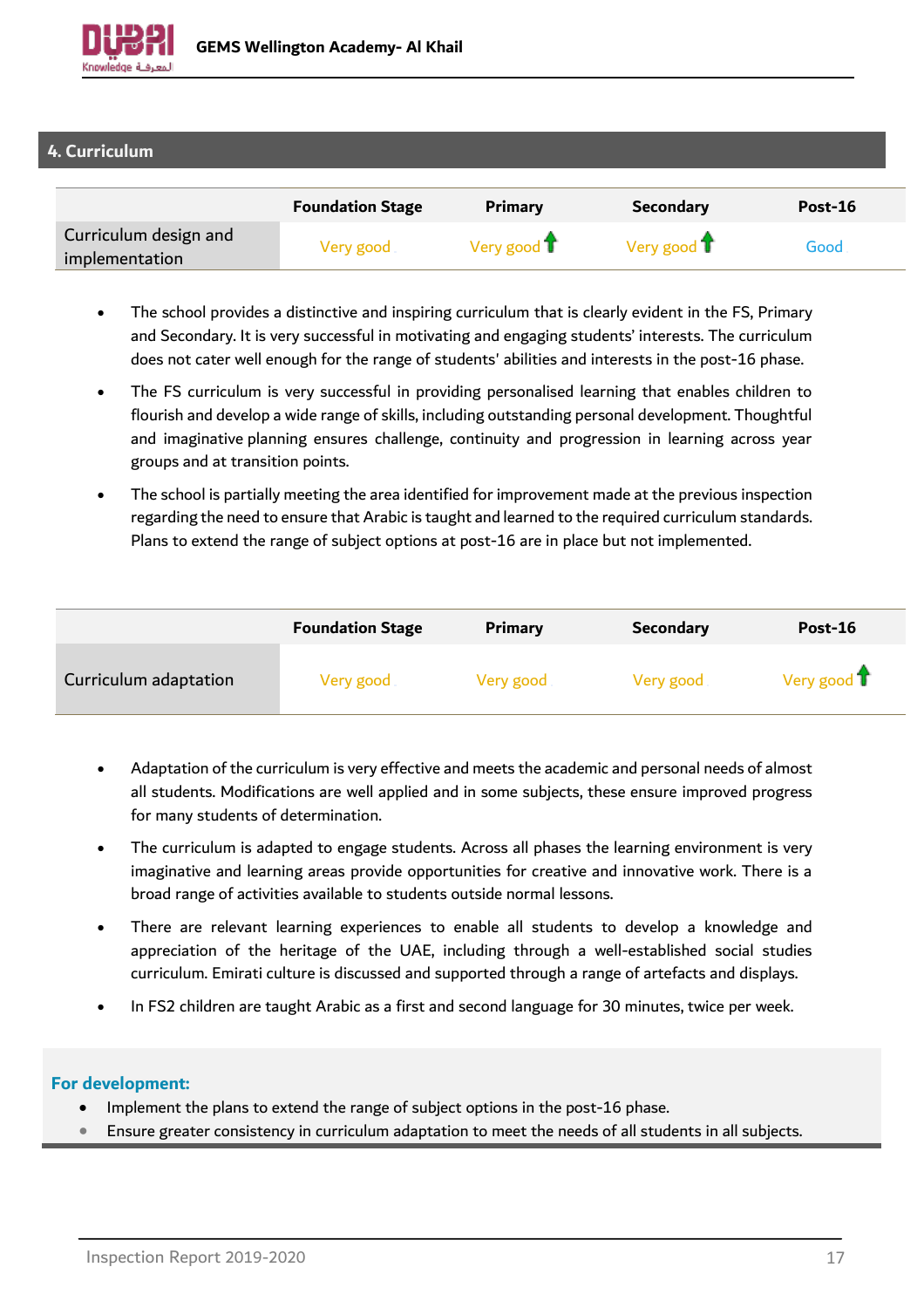## 4. Curriculum

| | Foundation Stage | Primary | Secondary | Post-16 |
|---|---|---|---|---|
| Curriculum design and implementation | Very good | Very good ↑ | Very good ↑ | Good |

- The school provides a distinctive and inspiring curriculum that is clearly evident in the FS, Primary and Secondary. It is very successful in motivating and engaging students' interests. The curriculum does not cater well enough for the range of students' abilities and interests in the post-16 phase.
- The FS curriculum is very successful in providing personalised learning that enables children to flourish and develop a wide range of skills, including outstanding personal development. Thoughtful and imaginative planning ensures challenge, continuity and progression in learning across year groups and at transition points.
- The school is partially meeting the area identified for improvement made at the previous inspection regarding the need to ensure that Arabic is taught and learned to the required curriculum standards. Plans to extend the range of subject options at post-16 are in place but not implemented.

| | Foundation Stage | Primary | Secondary | Post-16 |
|---|---|---|---|---|
| Curriculum adaptation | Very good | Very good | Very good | Very good ↑ |

- Adaptation of the curriculum is very effective and meets the academic and personal needs of almost all students. Modifications are well applied and in some subjects, these ensure improved progress for many students of determination.
- The curriculum is adapted to engage students. Across all phases the learning environment is very imaginative and learning areas provide opportunities for creative and innovative work. There is a broad range of activities available to students outside normal lessons.
- There are relevant learning experiences to enable all students to develop a knowledge and appreciation of the heritage of the UAE, including through a well-established social studies curriculum. Emirati culture is discussed and supported through a range of artefacts and displays.
- In FS2 children are taught Arabic as a first and second language for 30 minutes, twice per week.

**For development:**

- Implement the plans to extend the range of subject options in the post-16 phase.
- Ensure greater consistency in curriculum adaptation to meet the needs of all students in all subjects.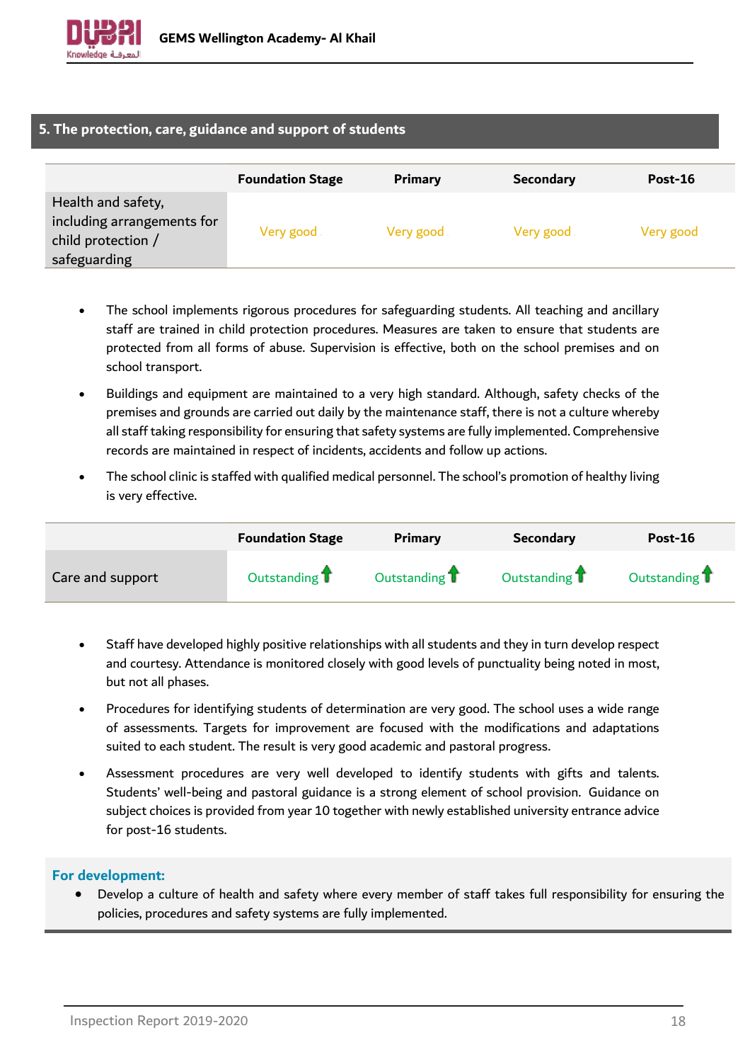## 5. The protection, care, guidance and support of students

| | Foundation Stage | Primary | Secondary | Post-16 |
|---|---|---|---|---|
| Health and safety, including arrangements for child protection / safeguarding | Very good | Very good | Very good | Very good |

- The school implements rigorous procedures for safeguarding students. All teaching and ancillary staff are trained in child protection procedures. Measures are taken to ensure that students are protected from all forms of abuse. Supervision is effective, both on the school premises and on school transport.
- Buildings and equipment are maintained to a very high standard. Although, safety checks of the premises and grounds are carried out daily by the maintenance staff, there is not a culture whereby all staff taking responsibility for ensuring that safety systems are fully implemented. Comprehensive records are maintained in respect of incidents, accidents and follow up actions.
- The school clinic is staffed with qualified medical personnel. The school's promotion of healthy living is very effective.

| | Foundation Stage | Primary | Secondary | Post-16 |
|---|---|---|---|---|
| Care and support | Outstanding ↑ | Outstanding ↑ | Outstanding ↑ | Outstanding ↑ |

- Staff have developed highly positive relationships with all students and they in turn develop respect and courtesy. Attendance is monitored closely with good levels of punctuality being noted in most, but not all phases.
- Procedures for identifying students of determination are very good. The school uses a wide range of assessments. Targets for improvement are focused with the modifications and adaptations suited to each student. The result is very good academic and pastoral progress.
- Assessment procedures are very well developed to identify students with gifts and talents. Students' well-being and pastoral guidance is a strong element of school provision. Guidance on subject choices is provided from year 10 together with newly established university entrance advice for post-16 students.

**For development:**

- Develop a culture of health and safety where every member of staff takes full responsibility for ensuring the policies, procedures and safety systems are fully implemented.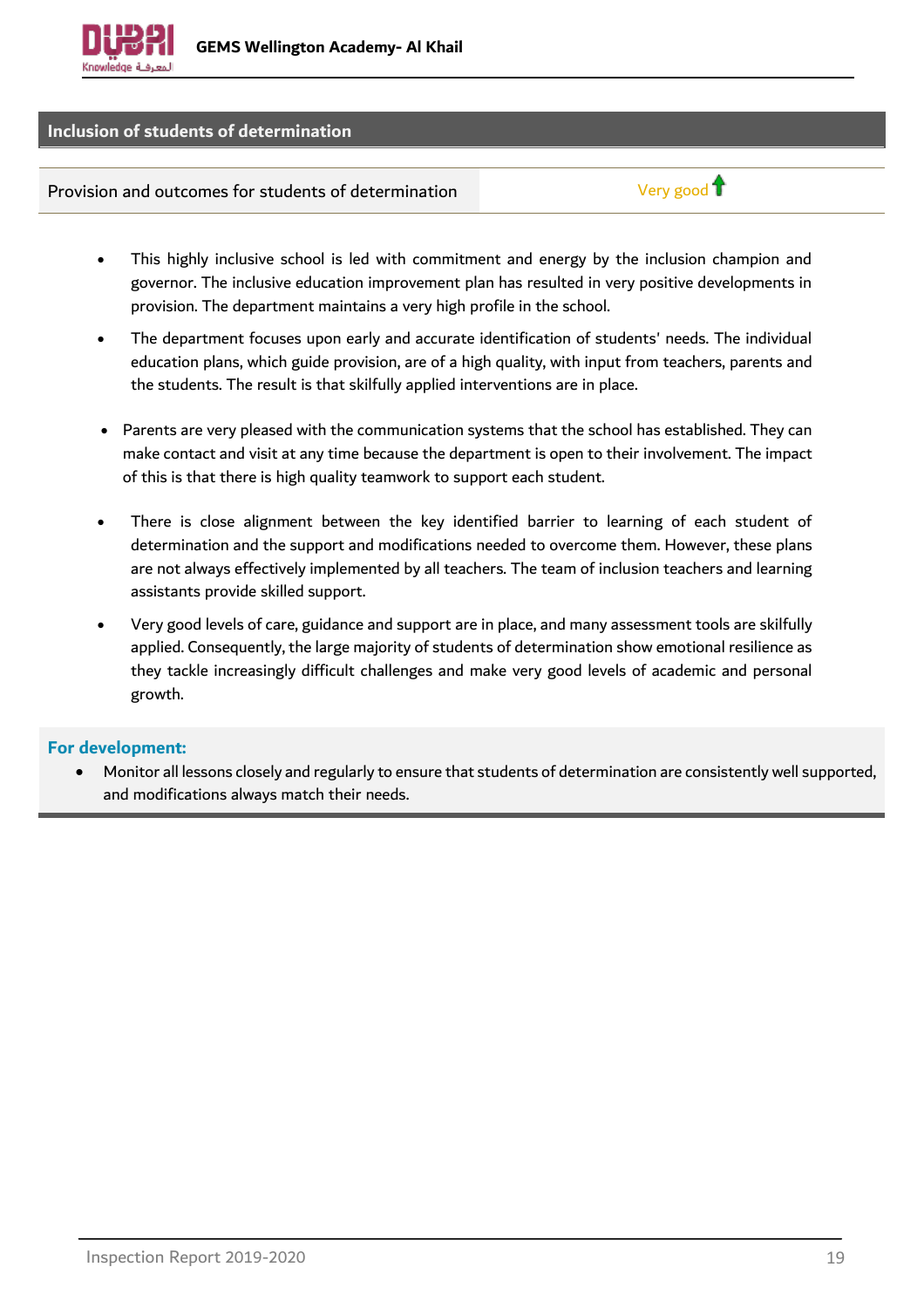## Inclusion of students of determination

| Provision and outcomes for students of determination | Very good ↑ |
|---|---|

- This highly inclusive school is led with commitment and energy by the inclusion champion and governor. The inclusive education improvement plan has resulted in very positive developments in provision. The department maintains a very high profile in the school.
- The department focuses upon early and accurate identification of students' needs. The individual education plans, which guide provision, are of a high quality, with input from teachers, parents and the students. The result is that skilfully applied interventions are in place.
- Parents are very pleased with the communication systems that the school has established. They can make contact and visit at any time because the department is open to their involvement. The impact of this is that there is high quality teamwork to support each student.
- There is close alignment between the key identified barrier to learning of each student of determination and the support and modifications needed to overcome them. However, these plans are not always effectively implemented by all teachers. The team of inclusion teachers and learning assistants provide skilled support.
- Very good levels of care, guidance and support are in place, and many assessment tools are skilfully applied. Consequently, the large majority of students of determination show emotional resilience as they tackle increasingly difficult challenges and make very good levels of academic and personal growth.

**For development:**

- Monitor all lessons closely and regularly to ensure that students of determination are consistently well supported, and modifications always match their needs.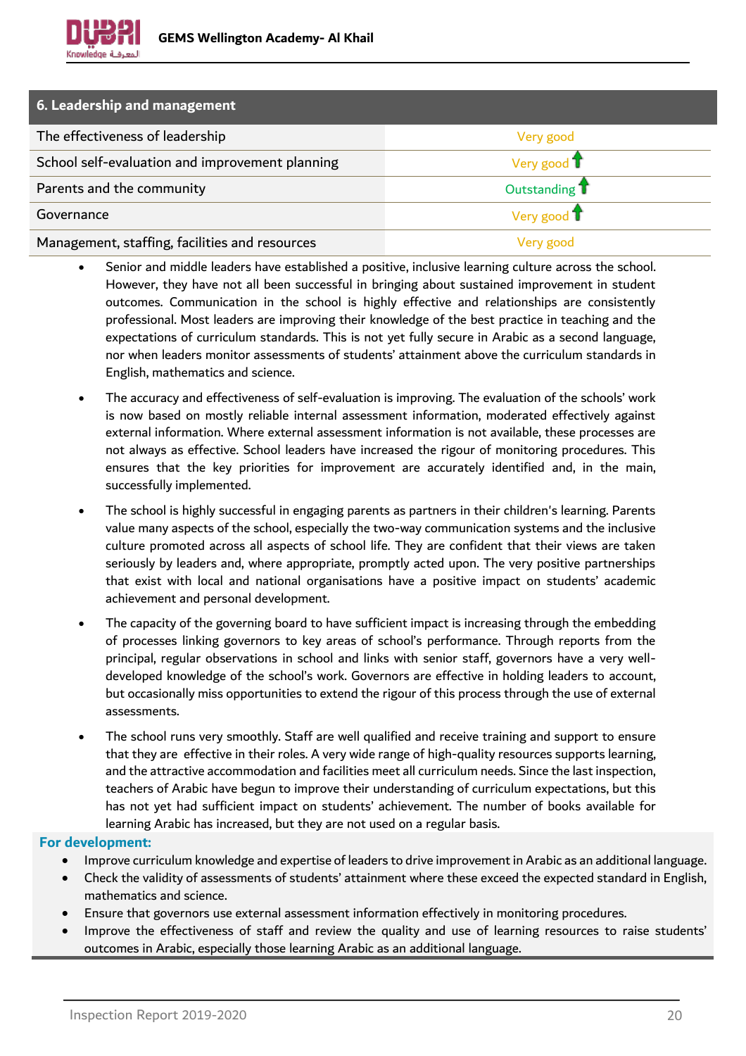| 6. Leadership and management | |
|---|---|
| The effectiveness of leadership | Very good |
| School self-evaluation and improvement planning | Very good ↑ |
| Parents and the community | Outstanding ↑ |
| Governance | Very good ↑ |
| Management, staffing, facilities and resources | Very good |

- Senior and middle leaders have established a positive, inclusive learning culture across the school. However, they have not all been successful in bringing about sustained improvement in student outcomes. Communication in the school is highly effective and relationships are consistently professional. Most leaders are improving their knowledge of the best practice in teaching and the expectations of curriculum standards. This is not yet fully secure in Arabic as a second language, nor when leaders monitor assessments of students' attainment above the curriculum standards in English, mathematics and science.
- The accuracy and effectiveness of self-evaluation is improving. The evaluation of the schools' work is now based on mostly reliable internal assessment information, moderated effectively against external information. Where external assessment information is not available, these processes are not always as effective. School leaders have increased the rigour of monitoring procedures. This ensures that the key priorities for improvement are accurately identified and, in the main, successfully implemented.
- The school is highly successful in engaging parents as partners in their children's learning. Parents value many aspects of the school, especially the two-way communication systems and the inclusive culture promoted across all aspects of school life. They are confident that their views are taken seriously by leaders and, where appropriate, promptly acted upon. The very positive partnerships that exist with local and national organisations have a positive impact on students' academic achievement and personal development.
- The capacity of the governing board to have sufficient impact is increasing through the embedding of processes linking governors to key areas of school's performance. Through reports from the principal, regular observations in school and links with senior staff, governors have a very well-developed knowledge of the school's work. Governors are effective in holding leaders to account, but occasionally miss opportunities to extend the rigour of this process through the use of external assessments.
- The school runs very smoothly. Staff are well qualified and receive training and support to ensure that they are effective in their roles. A very wide range of high-quality resources supports learning, and the attractive accommodation and facilities meet all curriculum needs. Since the last inspection, teachers of Arabic have begun to improve their understanding of curriculum expectations, but this has not yet had sufficient impact on students' achievement. The number of books available for learning Arabic has increased, but they are not used on a regular basis.

**For development:**

- Improve curriculum knowledge and expertise of leaders to drive improvement in Arabic as an additional language.
- Check the validity of assessments of students' attainment where these exceed the expected standard in English, mathematics and science.
- Ensure that governors use external assessment information effectively in monitoring procedures.
- Improve the effectiveness of staff and review the quality and use of learning resources to raise students' outcomes in Arabic, especially those learning Arabic as an additional language.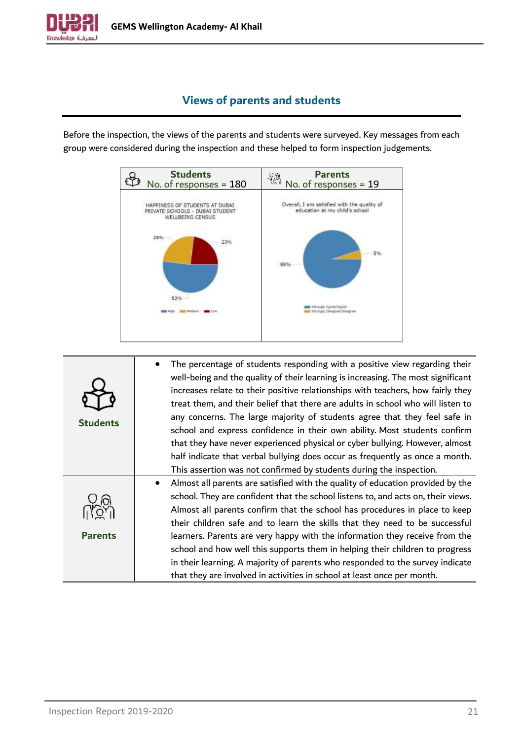## Views of parents and students

Before the inspection, the views of the parents and students were surveyed. Key messages from each group were considered during the inspection and these helped to form inspection judgements.

| Students<br>No. of responses = 180 | Parents<br>No. of responses = 19 |
|---|---|
| HAPPINESS OF STUDENTS AT DUBAI PRIVATE SCHOOLS - DUBAI STUDENT WELLBEING CENSUS<br>25%, 23%, 52%<br>High, Medium, Low | Overall, I am satisfied with the quality of education at my child's school<br>95%, 5%<br>Strongly Agree/Agree, Strongly Disagree/Disagree |

| | |
|---|---|
| **Students** | • The percentage of students responding with a positive view regarding their well-being and the quality of their learning is increasing. The most significant increases relate to their positive relationships with teachers, how fairly they treat them, and their belief that there are adults in school who will listen to any concerns. The large majority of students agree that they feel safe in school and express confidence in their own ability. Most students confirm that they have never experienced physical or cyber bullying. However, almost half indicate that verbal bullying does occur as frequently as once a month. This assertion was not confirmed by students during the inspection. |
| **Parents** | • Almost all parents are satisfied with the quality of education provided by the school. They are confident that the school listens to, and acts on, their views. Almost all parents confirm that the school has procedures in place to keep their children safe and to learn the skills that they need to be successful learners. Parents are very happy with the information they receive from the school and how well this supports them in helping their children to progress in their learning. A majority of parents who responded to the survey indicate that they are involved in activities in school at least once per month. |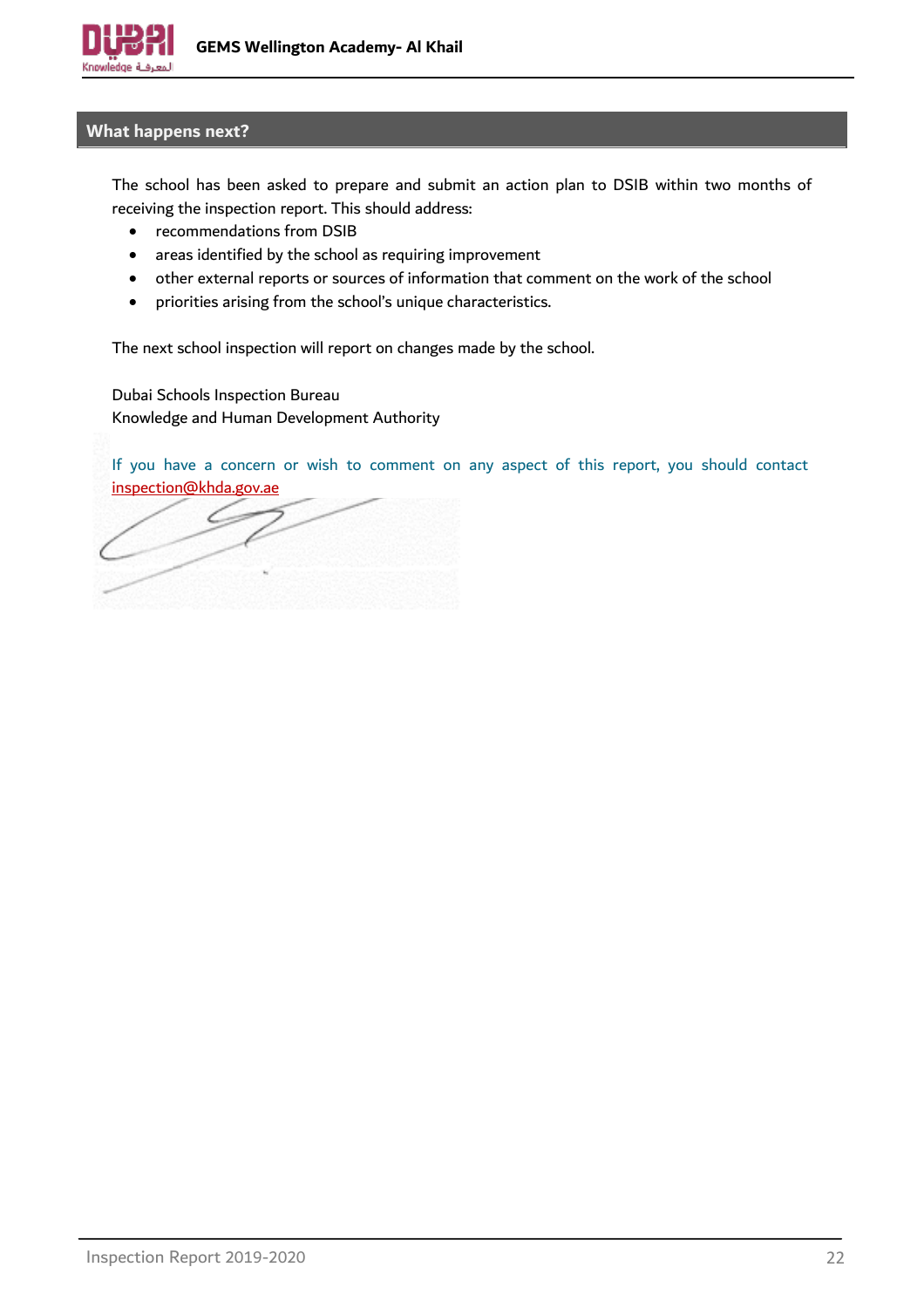## What happens next?

The school has been asked to prepare and submit an action plan to DSIB within two months of receiving the inspection report. This should address:

- recommendations from DSIB
- areas identified by the school as requiring improvement
- other external reports or sources of information that comment on the work of the school
- priorities arising from the school's unique characteristics.

The next school inspection will report on changes made by the school.

Dubai Schools Inspection Bureau
Knowledge and Human Development Authority

If you have a concern or wish to comment on any aspect of this report, you should contact inspection@khda.gov.ae